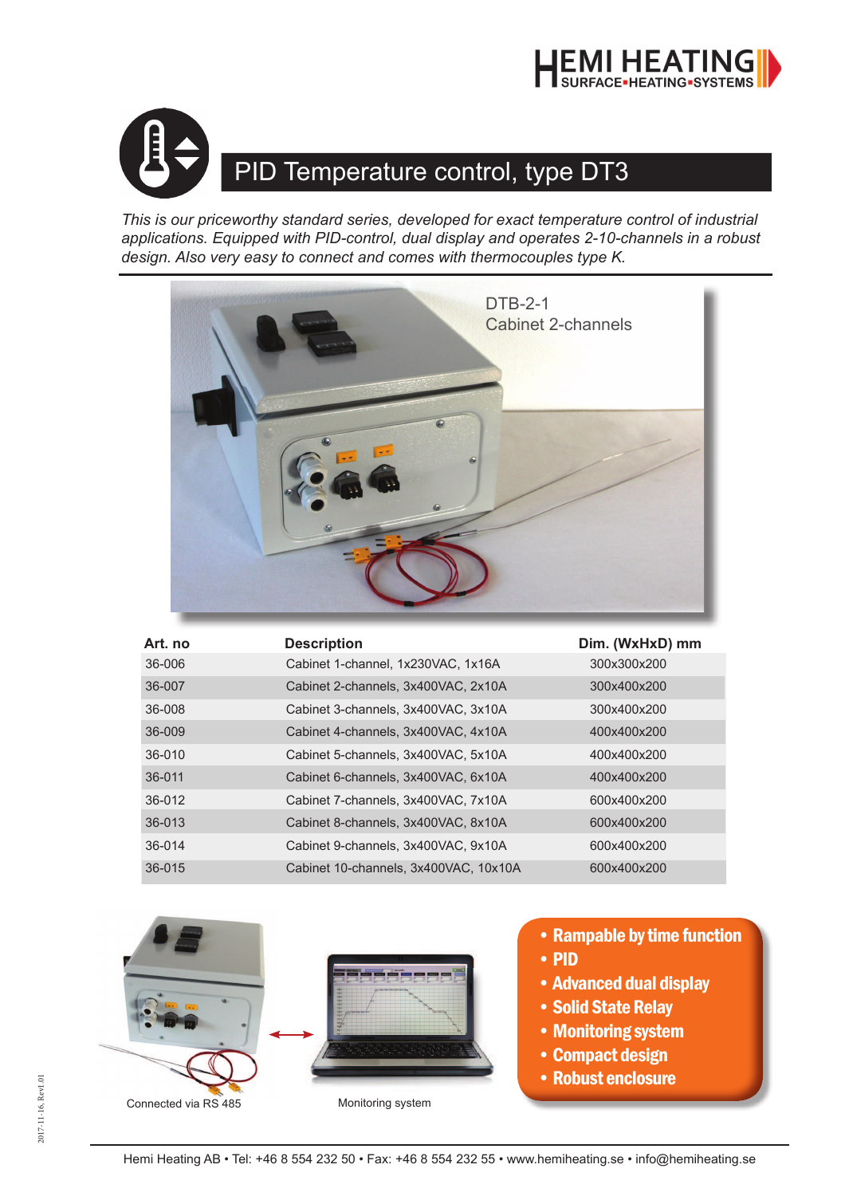# PID Temperature control, type DT3

*This is our priceworthy standard series, developed for exact temperature control of industrial applications. Equipped with PID-control, dual display and operates 2-10-channels in a robust design. Also very easy to connect and comes with thermocouples type K.*

DTB-2-1
Cabinet 2-channels

| Art. no | Description | Dim. (WxHxD) mm |
|---|---|---|
| 36-006 | Cabinet 1-channel, 1x230VAC, 1x16A | 300x300x200 |
| 36-007 | Cabinet 2-channels, 3x400VAC, 2x10A | 300x400x200 |
| 36-008 | Cabinet 3-channels, 3x400VAC, 3x10A | 300x400x200 |
| 36-009 | Cabinet 4-channels, 3x400VAC, 4x10A | 400x400x200 |
| 36-010 | Cabinet 5-channels, 3x400VAC, 5x10A | 400x400x200 |
| 36-011 | Cabinet 6-channels, 3x400VAC, 6x10A | 400x400x200 |
| 36-012 | Cabinet 7-channels, 3x400VAC, 7x10A | 600x400x200 |
| 36-013 | Cabinet 8-channels, 3x400VAC, 8x10A | 600x400x200 |
| 36-014 | Cabinet 9-channels, 3x400VAC, 9x10A | 600x400x200 |
| 36-015 | Cabinet 10-channels, 3x400VAC, 10x10A | 600x400x200 |

Connected via RS 485

Monitoring system

- **Rampable by time function**
- **PID**
- **Advanced dual display**
- **Solid State Relay**
- **Monitoring system**
- **Compact design**
- **Robust enclosure**

Hemi Heating AB • Tel: +46 8 554 232 50 • Fax: +46 8 554 232 55 • www.hemiheating.se • info@hemiheating.se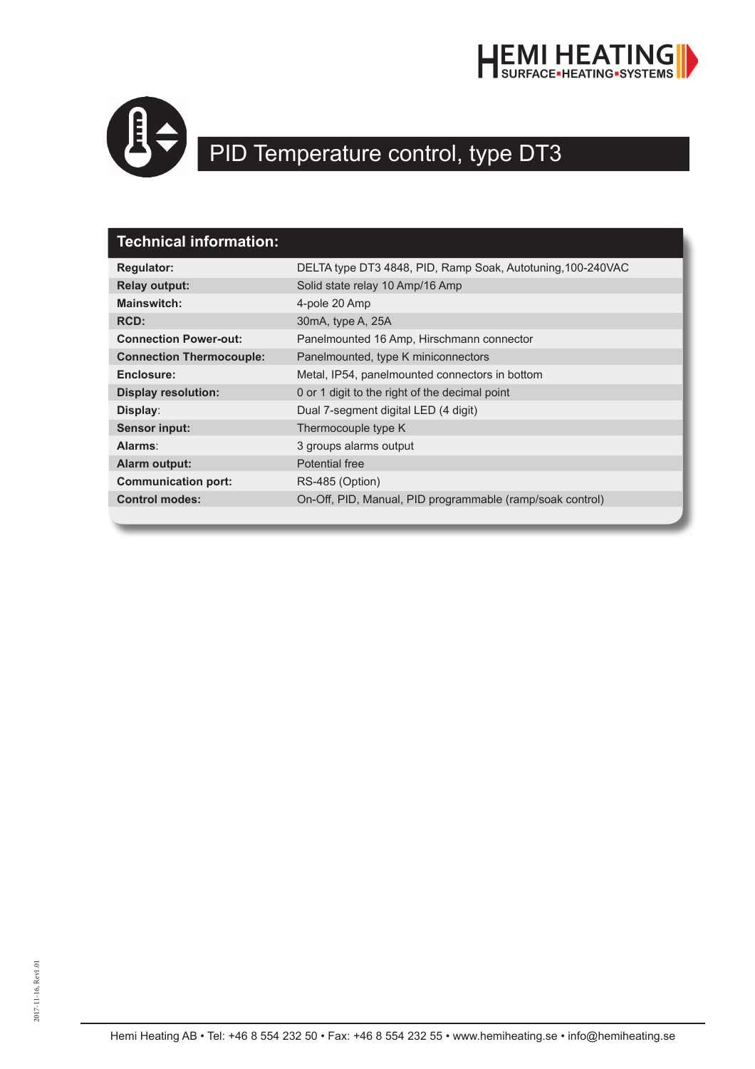# PID Temperature control, type DT3

## Technical information:

| | |
|---|---|
| **Regulator:** | DELTA type DT3 4848, PID, Ramp Soak, Autotuning,100-240VAC |
| **Relay output:** | Solid state relay 10 Amp/16 Amp |
| **Mainswitch:** | 4-pole 20 Amp |
| **RCD:** | 30mA, type A, 25A |
| **Connection Power-out:** | Panelmounted 16 Amp, Hirschmann connector |
| **Connection Thermocouple:** | Panelmounted, type K miniconnectors |
| **Enclosure:** | Metal, IP54, panelmounted connectors in bottom |
| **Display resolution:** | 0 or 1 digit to the right of the decimal point |
| **Display**: | Dual 7-segment digital LED (4 digit) |
| **Sensor input:** | Thermocouple type K |
| **Alarms**: | 3 groups alarms output |
| **Alarm output:** | Potential free |
| **Communication port:** | RS-485 (Option) |
| **Control modes:** | On-Off, PID, Manual, PID programmable (ramp/soak control) |

Hemi Heating AB • Tel: +46 8 554 232 50 • Fax: +46 8 554 232 55 • www.hemiheating.se • info@hemiheating.se